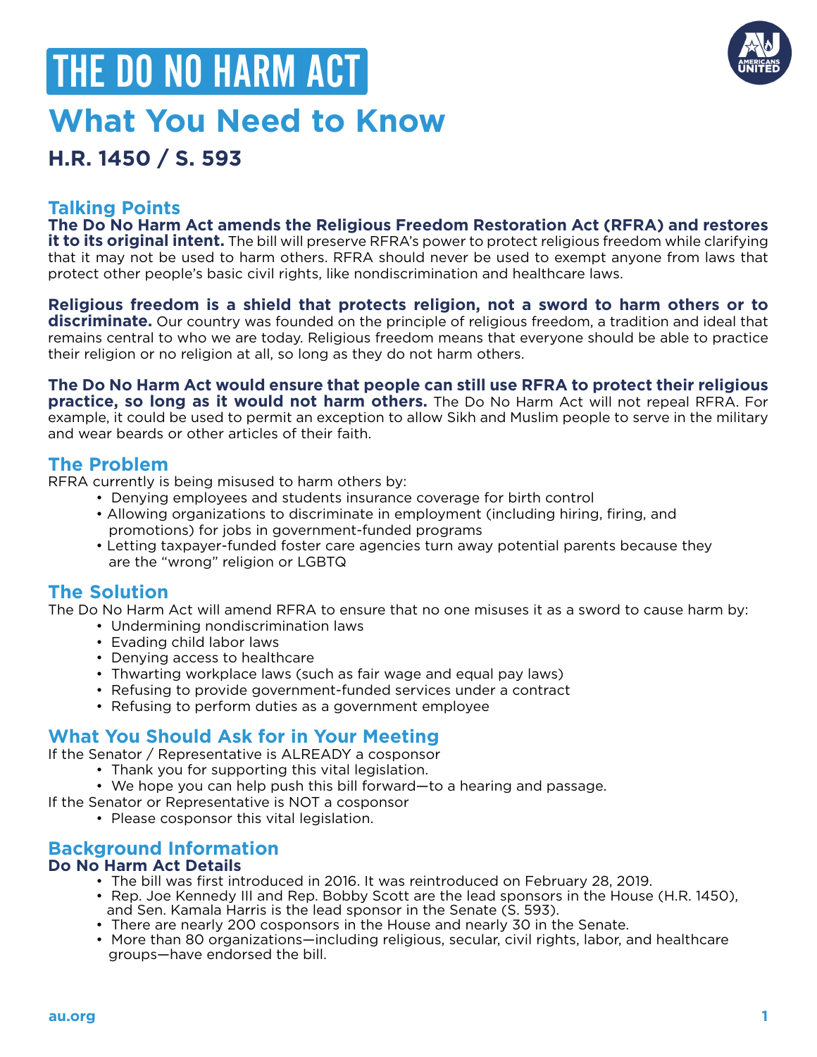# THE DO NO HARM ACT

## What You Need to Know

### H.R. 1450 / S. 593

## Talking Points

**The Do No Harm Act amends the Religious Freedom Restoration Act (RFRA) and restores it to its original intent.** The bill will preserve RFRA's power to protect religious freedom while clarifying that it may not be used to harm others. RFRA should never be used to exempt anyone from laws that protect other people's basic civil rights, like nondiscrimination and healthcare laws.

**Religious freedom is a shield that protects religion, not a sword to harm others or to discriminate.** Our country was founded on the principle of religious freedom, a tradition and ideal that remains central to who we are today. Religious freedom means that everyone should be able to practice their religion or no religion at all, so long as they do not harm others.

**The Do No Harm Act would ensure that people can still use RFRA to protect their religious practice, so long as it would not harm others.** The Do No Harm Act will not repeal RFRA. For example, it could be used to permit an exception to allow Sikh and Muslim people to serve in the military and wear beards or other articles of their faith.

## The Problem

RFRA currently is being misused to harm others by:

- Denying employees and students insurance coverage for birth control
- Allowing organizations to discriminate in employment (including hiring, firing, and promotions) for jobs in government-funded programs
- Letting taxpayer-funded foster care agencies turn away potential parents because they are the "wrong" religion or LGBTQ

## The Solution

The Do No Harm Act will amend RFRA to ensure that no one misuses it as a sword to cause harm by:

- Undermining nondiscrimination laws
- Evading child labor laws
- Denying access to healthcare
- Thwarting workplace laws (such as fair wage and equal pay laws)
- Refusing to provide government-funded services under a contract
- Refusing to perform duties as a government employee

## What You Should Ask for in Your Meeting

If the Senator / Representative is ALREADY a cosponsor

- Thank you for supporting this vital legislation.
- We hope you can help push this bill forward—to a hearing and passage.

If the Senator or Representative is NOT a cosponsor

- Please cosponsor this vital legislation.

## Background Information

### Do No Harm Act Details

- The bill was first introduced in 2016. It was reintroduced on February 28, 2019.
- Rep. Joe Kennedy III and Rep. Bobby Scott are the lead sponsors in the House (H.R. 1450), and Sen. Kamala Harris is the lead sponsor in the Senate (S. 593).
- There are nearly 200 cosponsors in the House and nearly 30 in the Senate.
- More than 80 organizations—including religious, secular, civil rights, labor, and healthcare groups—have endorsed the bill.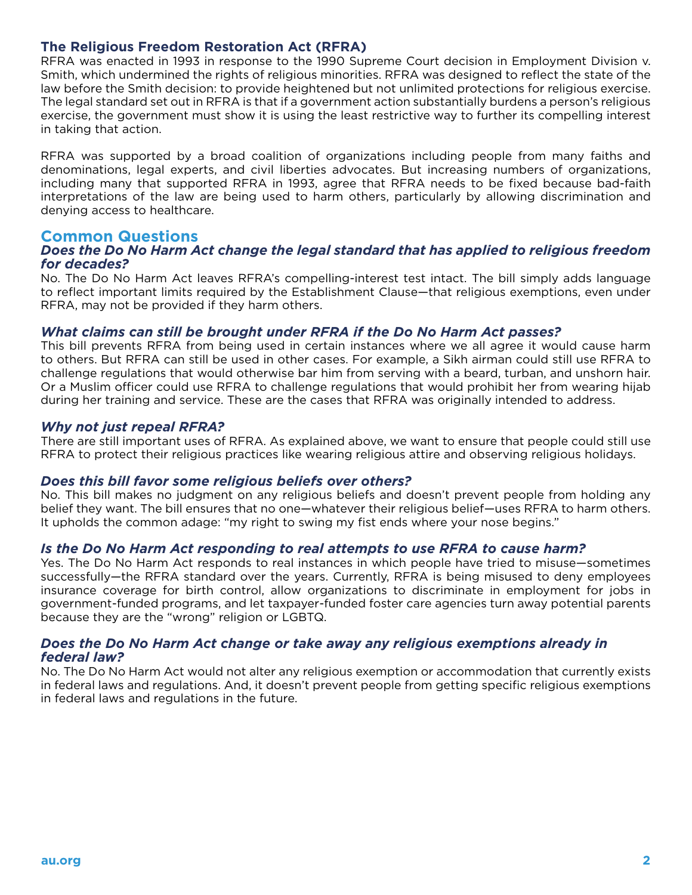## The Religious Freedom Restoration Act (RFRA)

RFRA was enacted in 1993 in response to the 1990 Supreme Court decision in Employment Division v. Smith, which undermined the rights of religious minorities. RFRA was designed to reflect the state of the law before the Smith decision: to provide heightened but not unlimited protections for religious exercise. The legal standard set out in RFRA is that if a government action substantially burdens a person's religious exercise, the government must show it is using the least restrictive way to further its compelling interest in taking that action.

RFRA was supported by a broad coalition of organizations including people from many faiths and denominations, legal experts, and civil liberties advocates. But increasing numbers of organizations, including many that supported RFRA in 1993, agree that RFRA needs to be fixed because bad-faith interpretations of the law are being used to harm others, particularly by allowing discrimination and denying access to healthcare.

## Common Questions

### *Does the Do No Harm Act change the legal standard that has applied to religious freedom for decades?*

No. The Do No Harm Act leaves RFRA's compelling-interest test intact. The bill simply adds language to reflect important limits required by the Establishment Clause—that religious exemptions, even under RFRA, may not be provided if they harm others.

### *What claims can still be brought under RFRA if the Do No Harm Act passes?*

This bill prevents RFRA from being used in certain instances where we all agree it would cause harm to others. But RFRA can still be used in other cases. For example, a Sikh airman could still use RFRA to challenge regulations that would otherwise bar him from serving with a beard, turban, and unshorn hair. Or a Muslim officer could use RFRA to challenge regulations that would prohibit her from wearing hijab during her training and service. These are the cases that RFRA was originally intended to address.

### *Why not just repeal RFRA?*

There are still important uses of RFRA. As explained above, we want to ensure that people could still use RFRA to protect their religious practices like wearing religious attire and observing religious holidays.

### *Does this bill favor some religious beliefs over others?*

No. This bill makes no judgment on any religious beliefs and doesn't prevent people from holding any belief they want. The bill ensures that no one—whatever their religious belief—uses RFRA to harm others. It upholds the common adage: "my right to swing my fist ends where your nose begins."

### *Is the Do No Harm Act responding to real attempts to use RFRA to cause harm?*

Yes. The Do No Harm Act responds to real instances in which people have tried to misuse—sometimes successfully—the RFRA standard over the years. Currently, RFRA is being misused to deny employees insurance coverage for birth control, allow organizations to discriminate in employment for jobs in government-funded programs, and let taxpayer-funded foster care agencies turn away potential parents because they are the "wrong" religion or LGBTQ.

### *Does the Do No Harm Act change or take away any religious exemptions already in federal law?*

No. The Do No Harm Act would not alter any religious exemption or accommodation that currently exists in federal laws and regulations. And, it doesn't prevent people from getting specific religious exemptions in federal laws and regulations in the future.